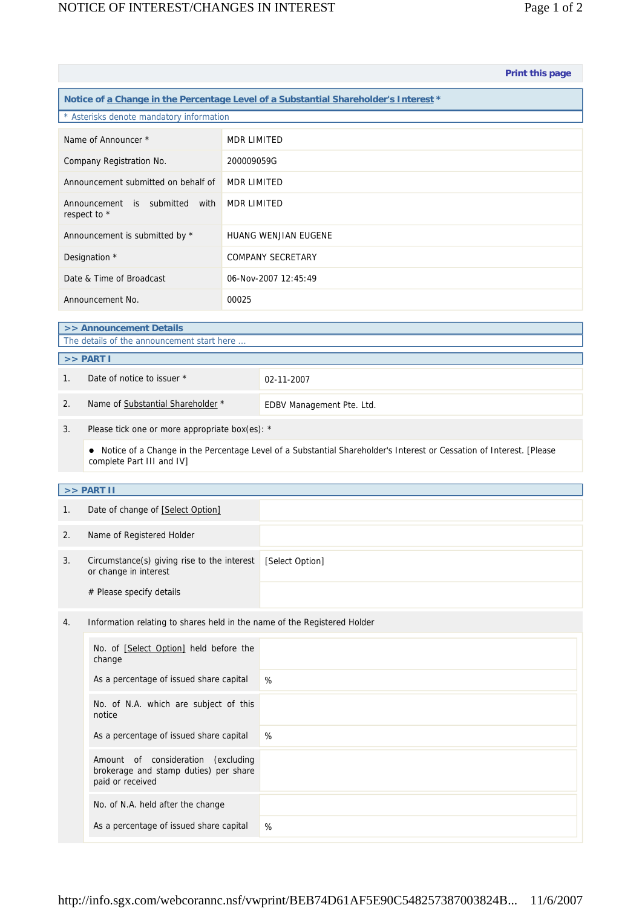Print this page

## Notice of a Change in the Percentage Level of a Substantial Shareholder's Interest *

* Asterisks denote mandatory information

| | |
|---|---|
| Name of Announcer * | MDR LIMITED |
| Company Registration No. | 200009059G |
| Announcement submitted on behalf of | MDR LIMITED |
| Announcement is submitted with respect to * | MDR LIMITED |
| Announcement is submitted by * | HUANG WENJIAN EUGENE |
| Designation * | COMPANY SECRETARY |
| Date & Time of Broadcast | 06-Nov-2007 12:45:49 |
| Announcement No. | 00025 |

### >> Announcement Details

The details of the announcement start here ...

### >> PART I

| | | |
|---|---|---|
| 1. | Date of notice to issuer * | 02-11-2007 |
| 2. | Name of Substantial Shareholder * | EDBV Management Pte. Ltd. |

3. Please tick one or more appropriate box(es): *

- Notice of a Change in the Percentage Level of a Substantial Shareholder's Interest or Cessation of Interest. [Please complete Part III and IV]

### >> PART II

| | | |
|---|---|---|
| 1. | Date of change of [Select Option] | |
| 2. | Name of Registered Holder | |
| 3. | Circumstance(s) giving rise to the interest or change in interest | [Select Option] |
| | # Please specify details | |

4. Information relating to shares held in the name of the Registered Holder

| | |
|---|---|
| No. of [Select Option] held before the change | |
| As a percentage of issued share capital | % |
| No. of N.A. which are subject of this notice | |
| As a percentage of issued share capital | % |
| Amount of consideration (excluding brokerage and stamp duties) per share paid or received | |
| No. of N.A. held after the change | |
| As a percentage of issued share capital | % |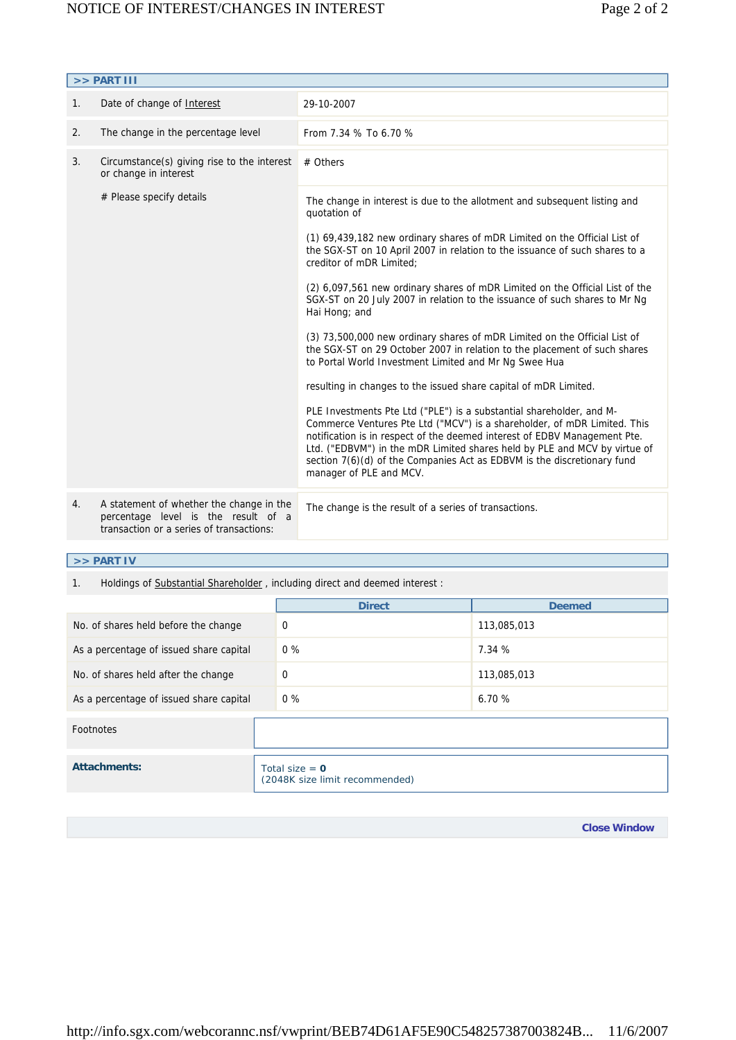## >> PART III

| | | |
|---|---|---|
| 1. | Date of change of Interest | 29-10-2007 |
| 2. | The change in the percentage level | From 7.34 % To 6.70 % |
| 3. | Circumstance(s) giving rise to the interest or change in interest | # Others |
| | # Please specify details | The change in interest is due to the allotment and subsequent listing and quotation of<br><br>(1) 69,439,182 new ordinary shares of mDR Limited on the Official List of the SGX-ST on 10 April 2007 in relation to the issuance of such shares to a creditor of mDR Limited;<br><br>(2) 6,097,561 new ordinary shares of mDR Limited on the Official List of the SGX-ST on 20 July 2007 in relation to the issuance of such shares to Mr Ng Hai Hong; and<br><br>(3) 73,500,000 new ordinary shares of mDR Limited on the Official List of the SGX-ST on 29 October 2007 in relation to the placement of such shares to Portal World Investment Limited and Mr Ng Swee Hua<br><br>resulting in changes to the issued share capital of mDR Limited.<br><br>PLE Investments Pte Ltd ("PLE") is a substantial shareholder, and M-Commerce Ventures Pte Ltd ("MCV") is a shareholder, of mDR Limited. This notification is in respect of the deemed interest of EDBV Management Pte. Ltd. ("EDBVM") in the mDR Limited shares held by PLE and MCV by virtue of section 7(6)(d) of the Companies Act as EDBVM is the discretionary fund manager of PLE and MCV. |
| 4. | A statement of whether the change in the percentage level is the result of a transaction or a series of transactions: | The change is the result of a series of transactions. |

## >> PART IV

1. Holdings of Substantial Shareholder , including direct and deemed interest :

| | Direct | Deemed |
|---|---|---|
| No. of shares held before the change | 0 | 113,085,013 |
| As a percentage of issued share capital | 0 % | 7.34 % |
| No. of shares held after the change | 0 | 113,085,013 |
| As a percentage of issued share capital | 0 % | 6.70 % |

| | |
|---|---|
| Footnotes | |
| **Attachments:** | Total size = **0**<br>(2048K size limit recommended) |

**Close Window**